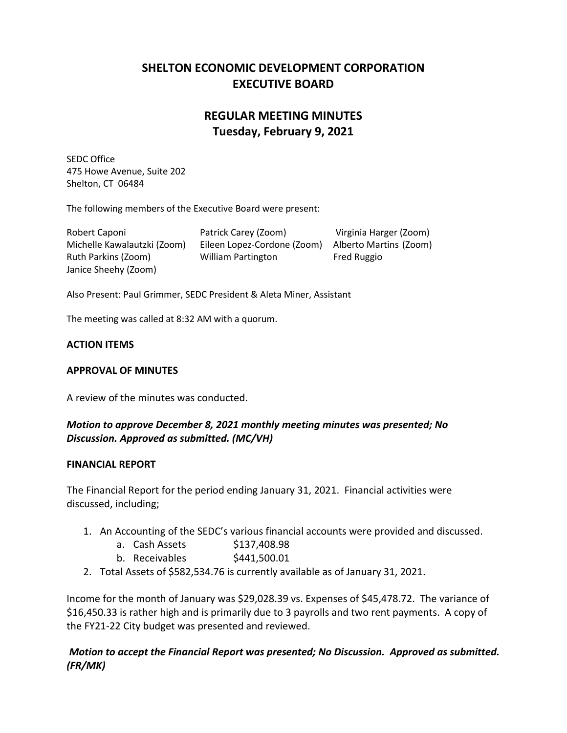# SHELTON ECONOMIC DEVELOPMENT CORPORATION
# EXECUTIVE BOARD

## REGULAR MEETING MINUTES
## Tuesday, February 9, 2021

SEDC Office
475 Howe Avenue, Suite 202
Shelton, CT 06484

The following members of the Executive Board were present:

| | | |
|---|---|---|
| Robert Caponi | Patrick Carey (Zoom) | Virginia Harger (Zoom) |
| Michelle Kawalautzki (Zoom) | Eileen Lopez-Cordone (Zoom) | Alberto Martins (Zoom) |
| Ruth Parkins (Zoom) | William Partington | Fred Ruggio |
| Janice Sheehy (Zoom) | | |

Also Present: Paul Grimmer, SEDC President & Aleta Miner, Assistant

The meeting was called at 8:32 AM with a quorum.

### ACTION ITEMS

### APPROVAL OF MINUTES

A review of the minutes was conducted.

***Motion to approve December 8, 2021 monthly meeting minutes was presented; No Discussion. Approved as submitted. (MC/VH)***

### FINANCIAL REPORT

The Financial Report for the period ending January 31, 2021. Financial activities were discussed, including;

1. An Accounting of the SEDC's various financial accounts were provided and discussed.
   a. Cash Assets $137,408.98
   b. Receivables $441,500.01
2. Total Assets of $582,534.76 is currently available as of January 31, 2021.

Income for the month of January was $29,028.39 vs. Expenses of $45,478.72. The variance of $16,450.33 is rather high and is primarily due to 3 payrolls and two rent payments. A copy of the FY21-22 City budget was presented and reviewed.

***Motion to accept the Financial Report was presented; No Discussion. Approved as submitted. (FR/MK)***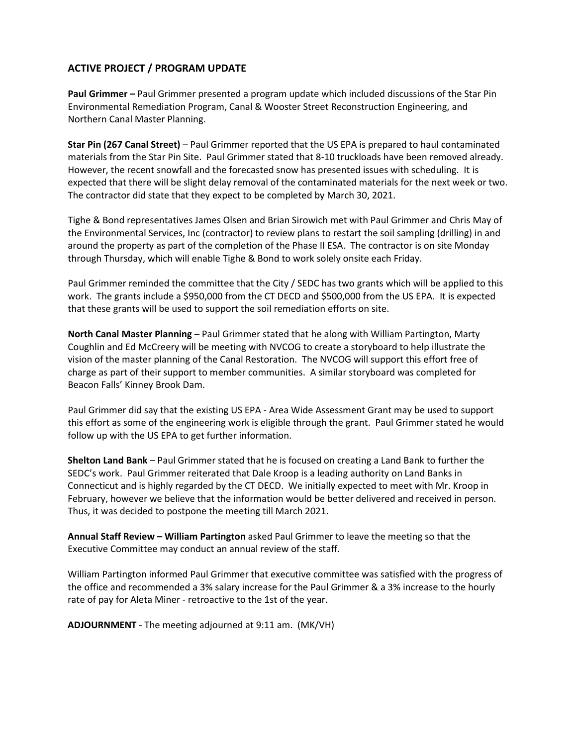## ACTIVE PROJECT / PROGRAM UPDATE

**Paul Grimmer –** Paul Grimmer presented a program update which included discussions of the Star Pin Environmental Remediation Program, Canal & Wooster Street Reconstruction Engineering, and Northern Canal Master Planning.

**Star Pin (267 Canal Street)** – Paul Grimmer reported that the US EPA is prepared to haul contaminated materials from the Star Pin Site. Paul Grimmer stated that 8-10 truckloads have been removed already. However, the recent snowfall and the forecasted snow has presented issues with scheduling. It is expected that there will be slight delay removal of the contaminated materials for the next week or two. The contractor did state that they expect to be completed by March 30, 2021.

Tighe & Bond representatives James Olsen and Brian Sirowich met with Paul Grimmer and Chris May of the Environmental Services, Inc (contractor) to review plans to restart the soil sampling (drilling) in and around the property as part of the completion of the Phase II ESA. The contractor is on site Monday through Thursday, which will enable Tighe & Bond to work solely onsite each Friday.

Paul Grimmer reminded the committee that the City / SEDC has two grants which will be applied to this work. The grants include a $950,000 from the CT DECD and $500,000 from the US EPA. It is expected that these grants will be used to support the soil remediation efforts on site.

**North Canal Master Planning** – Paul Grimmer stated that he along with William Partington, Marty Coughlin and Ed McCreery will be meeting with NVCOG to create a storyboard to help illustrate the vision of the master planning of the Canal Restoration. The NVCOG will support this effort free of charge as part of their support to member communities. A similar storyboard was completed for Beacon Falls' Kinney Brook Dam.

Paul Grimmer did say that the existing US EPA - Area Wide Assessment Grant may be used to support this effort as some of the engineering work is eligible through the grant. Paul Grimmer stated he would follow up with the US EPA to get further information.

**Shelton Land Bank** – Paul Grimmer stated that he is focused on creating a Land Bank to further the SEDC's work. Paul Grimmer reiterated that Dale Kroop is a leading authority on Land Banks in Connecticut and is highly regarded by the CT DECD. We initially expected to meet with Mr. Kroop in February, however we believe that the information would be better delivered and received in person. Thus, it was decided to postpone the meeting till March 2021.

**Annual Staff Review – William Partington** asked Paul Grimmer to leave the meeting so that the Executive Committee may conduct an annual review of the staff.

William Partington informed Paul Grimmer that executive committee was satisfied with the progress of the office and recommended a 3% salary increase for the Paul Grimmer & a 3% increase to the hourly rate of pay for Aleta Miner - retroactive to the 1st of the year.

**ADJOURNMENT** - The meeting adjourned at 9:11 am. (MK/VH)